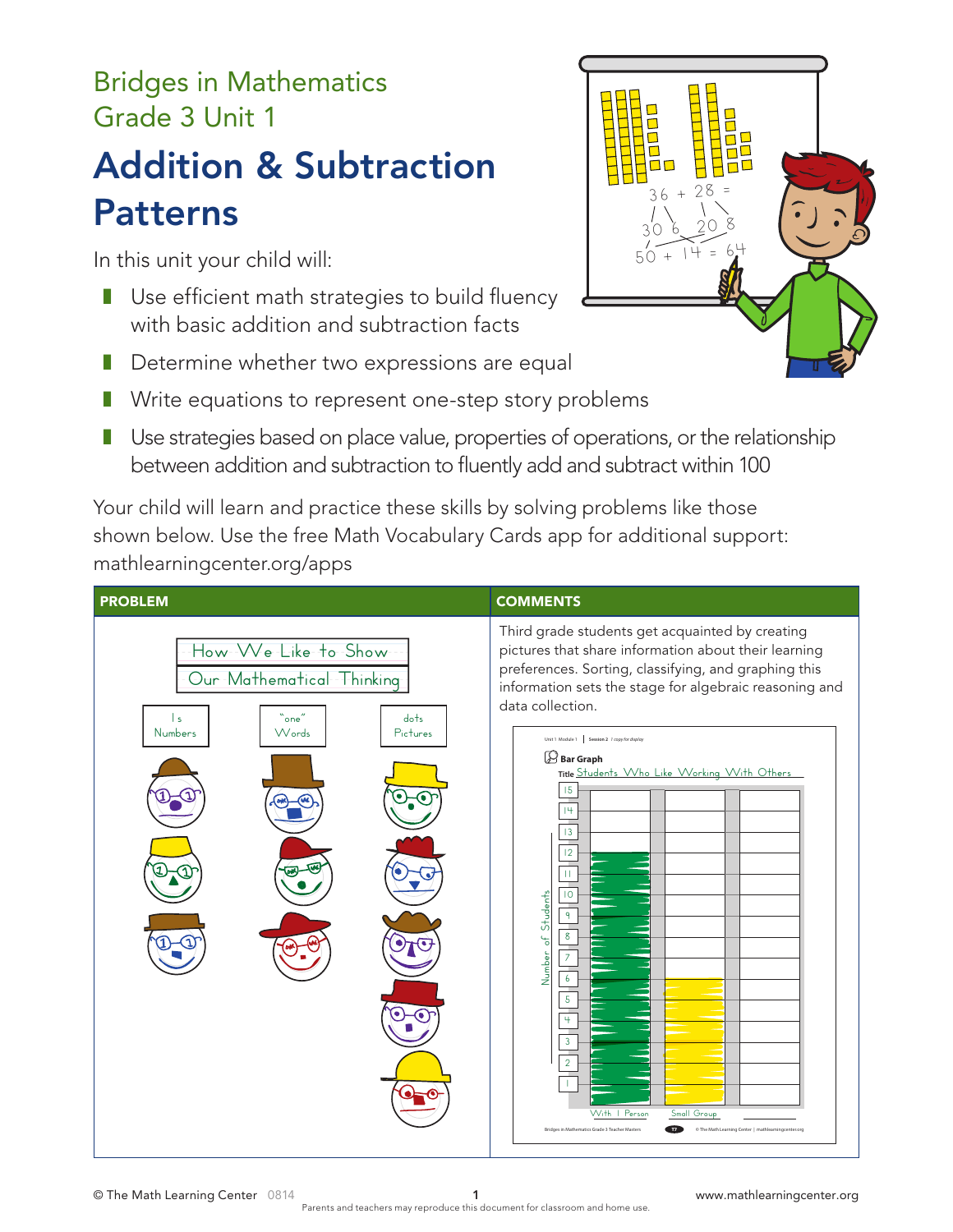Bridges in Mathematics
Grade 3 Unit 1

# Addition & Subtraction Patterns

In this unit your child will:

- Use efficient math strategies to build fluency with basic addition and subtraction facts
- Determine whether two expressions are equal
- Write equations to represent one-step story problems
- Use strategies based on place value, properties of operations, or the relationship between addition and subtraction to fluently add and subtract within 100

Your child will learn and practice these skills by solving problems like those shown below. Use the free Math Vocabulary Cards app for additional support: mathlearningcenter.org/apps

| PROBLEM | COMMENTS |
| --- | --- |
| How We Like to Show Our Mathematical Thinking<br>1s Numbers / "one" Words / dots Pictures | Third grade students get acquainted by creating pictures that share information about their learning preferences. Sorting, classifying, and graphing this information sets the stage for algebraic reasoning and data collection.<br><br>Bar Graph<br>Title Students Who Like Working With Others<br>Number of Students<br>1 2 3 4 5 6 7 8 9 10 11 12 13 14 15<br>With 1 Person / Small Group |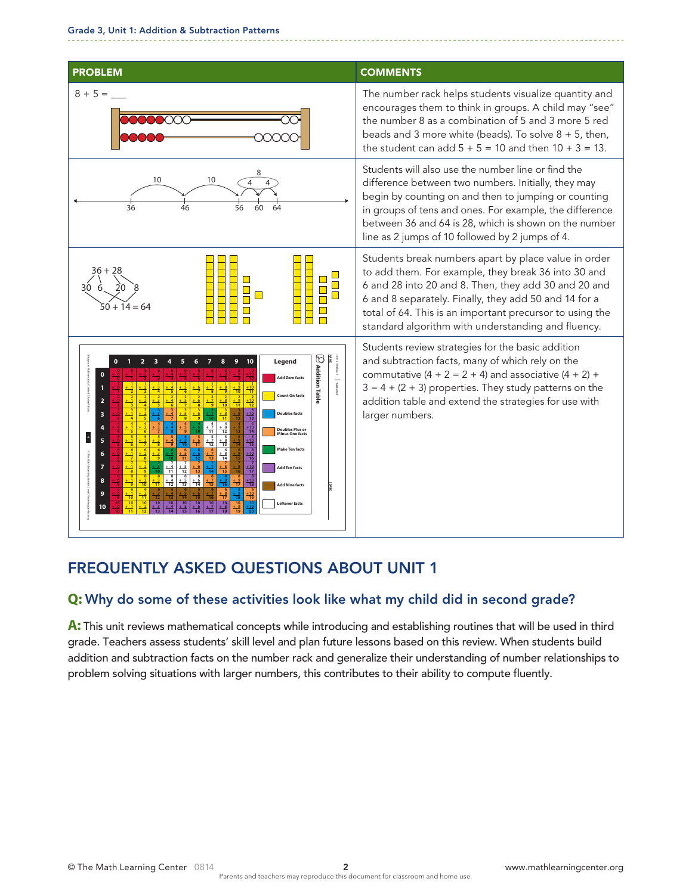| PROBLEM | COMMENTS |
|---|---|
| 8 + 5 = ___ | The number rack helps students visualize quantity and encourages them to think in groups. A child may "see" the number 8 as a combination of 5 and 3 more 5 red beads and 3 more white (beads). To solve 8 + 5, then, the student can add 5 + 5 = 10 and then 10 + 3 = 13. |
| 10 10 8 4 4 36 46 56 60 64 | Students will also use the number line or find the difference between two numbers. Initially, they may begin by counting on and then to jumping or counting in groups of tens and ones. For example, the difference between 36 and 64 is 28, which is shown on the number line as 2 jumps of 10 followed by 2 jumps of 4. |
| 36 + 28<br>30 6 20 8<br>50 + 14 = 64 | Students break numbers apart by place value in order to add them. For example, they break 36 into 30 and 6 and 28 into 20 and 8. Then, they add 30 and 20 and 6 and 8 separately. Finally, they add 50 and 14 for a total of 64. This is an important precursor to using the standard algorithm with understanding and fluency. |
| Addition Table<br>Legend: Add Zero facts, Count On facts, Doubles facts, Doubles Plus or Minus One facts, Make Ten facts, Add Ten facts, Add Nine facts, Leftover facts | Students review strategies for the basic addition and subtraction facts, many of which rely on the commutative (4 + 2 = 2 + 4) and associative (4 + 2) + 3 = 4 + (2 + 3) properties. They study patterns on the addition table and extend the strategies for use with larger numbers. |

## FREQUENTLY ASKED QUESTIONS ABOUT UNIT 1

### Q: Why do some of these activities look like what my child did in second grade?

**A:** This unit reviews mathematical concepts while introducing and establishing routines that will be used in third grade. Teachers assess students' skill level and plan future lessons based on this review. When students build addition and subtraction facts on the number rack and generalize their understanding of number relationships to problem solving situations with larger numbers, this contributes to their ability to compute fluently.